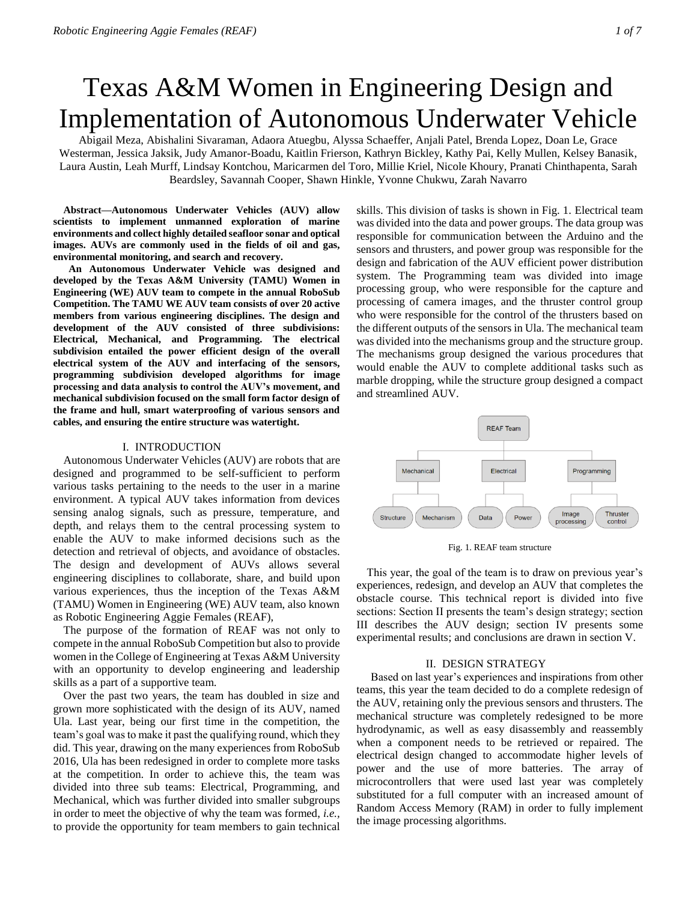# Texas A&M Women in Engineering Design and Implementation of Autonomous Underwater Vehicle

Abigail Meza, Abishalini Sivaraman, Adaora Atuegbu, Alyssa Schaeffer, Anjali Patel, Brenda Lopez, Doan Le, Grace Westerman, Jessica Jaksik, Judy Amanor-Boadu, Kaitlin Frierson, Kathryn Bickley, Kathy Pai, Kelly Mullen, Kelsey Banasik, Laura Austin, Leah Murff, Lindsay Kontchou, Maricarmen del Toro, Millie Kriel, Nicole Khoury, Pranati Chinthapenta, Sarah Beardsley, Savannah Cooper, Shawn Hinkle, Yvonne Chukwu, Zarah Navarro

***Abstract*—Autonomous Underwater Vehicles (AUV) allow scientists to implement unmanned exploration of marine environments and collect highly detailed seafloor sonar and optical images. AUVs are commonly used in the fields of oil and gas, environmental monitoring, and search and recovery.**

**An Autonomous Underwater Vehicle was designed and developed by the Texas A&M University (TAMU) Women in Engineering (WE) AUV team to compete in the annual RoboSub Competition. The TAMU WE AUV team consists of over 20 active members from various engineering disciplines. The design and development of the AUV consisted of three subdivisions: Electrical, Mechanical, and Programming. The electrical subdivision entailed the power efficient design of the overall electrical system of the AUV and interfacing of the sensors, programming subdivision developed algorithms for image processing and data analysis to control the AUV's movement, and mechanical subdivision focused on the small form factor design of the frame and hull, smart waterproofing of various sensors and cables, and ensuring the entire structure was watertight.**

## I. INTRODUCTION

Autonomous Underwater Vehicles (AUV) are robots that are designed and programmed to be self-sufficient to perform various tasks pertaining to the needs to the user in a marine environment. A typical AUV takes information from devices sensing analog signals, such as pressure, temperature, and depth, and relays them to the central processing system to enable the AUV to make informed decisions such as the detection and retrieval of objects, and avoidance of obstacles. The design and development of AUVs allows several engineering disciplines to collaborate, share, and build upon various experiences, thus the inception of the Texas A&M (TAMU) Women in Engineering (WE) AUV team, also known as Robotic Engineering Aggie Females (REAF),

The purpose of the formation of REAF was not only to compete in the annual RoboSub Competition but also to provide women in the College of Engineering at Texas A&M University with an opportunity to develop engineering and leadership skills as a part of a supportive team.

Over the past two years, the team has doubled in size and grown more sophisticated with the design of its AUV, named Ula. Last year, being our first time in the competition, the team's goal was to make it past the qualifying round, which they did. This year, drawing on the many experiences from RoboSub 2016, Ula has been redesigned in order to complete more tasks at the competition. In order to achieve this, the team was divided into three sub teams: Electrical, Programming, and Mechanical, which was further divided into smaller subgroups in order to meet the objective of why the team was formed, *i.e.*, to provide the opportunity for team members to gain technical skills. This division of tasks is shown in Fig. 1. Electrical team was divided into the data and power groups. The data group was responsible for communication between the Arduino and the sensors and thrusters, and power group was responsible for the design and fabrication of the AUV efficient power distribution system. The Programming team was divided into image processing group, who were responsible for the capture and processing of camera images, and the thruster control group who were responsible for the control of the thrusters based on the different outputs of the sensors in Ula. The mechanical team was divided into the mechanisms group and the structure group. The mechanisms group designed the various procedures that would enable the AUV to complete additional tasks such as marble dropping, while the structure group designed a compact and streamlined AUV.

- REAF Team
  - Mechanical
    - Structure
    - Mechanism
  - Electrical
    - Data
    - Power
  - Programming
    - Image processing
    - Thruster control

Fig. 1. REAF team structure

This year, the goal of the team is to draw on previous year's experiences, redesign, and develop an AUV that completes the obstacle course. This technical report is divided into five sections: Section II presents the team's design strategy; section III describes the AUV design; section IV presents some experimental results; and conclusions are drawn in section V.

## II. DESIGN STRATEGY

Based on last year's experiences and inspirations from other teams, this year the team decided to do a complete redesign of the AUV, retaining only the previous sensors and thrusters. The mechanical structure was completely redesigned to be more hydrodynamic, as well as easy disassembly and reassembly when a component needs to be retrieved or repaired. The electrical design changed to accommodate higher levels of power and the use of more batteries. The array of microcontrollers that were used last year was completely substituted for a full computer with an increased amount of Random Access Memory (RAM) in order to fully implement the image processing algorithms.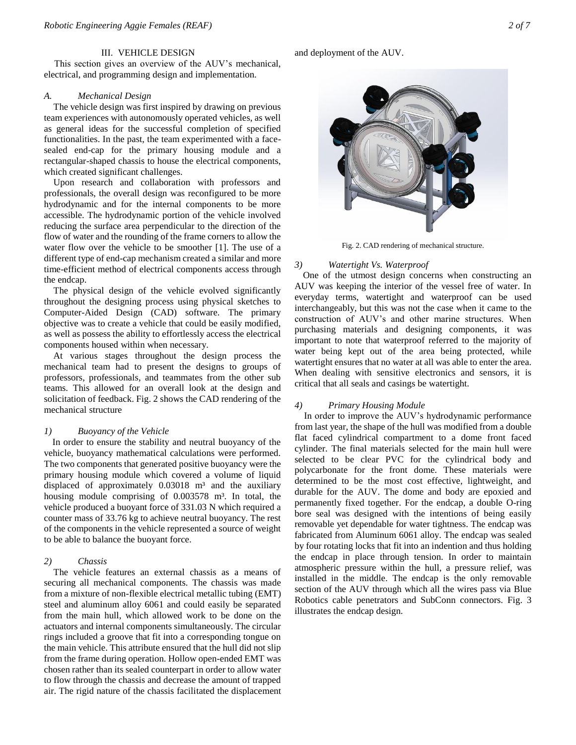## III. VEHICLE DESIGN

This section gives an overview of the AUV's mechanical, electrical, and programming design and implementation.

### *A. Mechanical Design*

The vehicle design was first inspired by drawing on previous team experiences with autonomously operated vehicles, as well as general ideas for the successful completion of specified functionalities. In the past, the team experimented with a face-sealed end-cap for the primary housing module and a rectangular-shaped chassis to house the electrical components, which created significant challenges.

Upon research and collaboration with professors and professionals, the overall design was reconfigured to be more hydrodynamic and for the internal components to be more accessible. The hydrodynamic portion of the vehicle involved reducing the surface area perpendicular to the direction of the flow of water and the rounding of the frame corners to allow the water flow over the vehicle to be smoother [1]. The use of a different type of end-cap mechanism created a similar and more time-efficient method of electrical components access through the endcap.

The physical design of the vehicle evolved significantly throughout the designing process using physical sketches to Computer-Aided Design (CAD) software. The primary objective was to create a vehicle that could be easily modified, as well as possess the ability to effortlessly access the electrical components housed within when necessary.

At various stages throughout the design process the mechanical team had to present the designs to groups of professors, professionals, and teammates from the other sub teams. This allowed for an overall look at the design and solicitation of feedback. Fig. 2 shows the CAD rendering of the mechanical structure

#### *1) Buoyancy of the Vehicle*

In order to ensure the stability and neutral buoyancy of the vehicle, buoyancy mathematical calculations were performed. The two components that generated positive buoyancy were the primary housing module which covered a volume of liquid displaced of approximately 0.03018 $m^3$ and the auxiliary housing module comprising of 0.003578 $m^3$. In total, the vehicle produced a buoyant force of 331.03 N which required a counter mass of 33.76 kg to achieve neutral buoyancy. The rest of the components in the vehicle represented a source of weight to be able to balance the buoyant force.

#### *2) Chassis*

The vehicle features an external chassis as a means of securing all mechanical components. The chassis was made from a mixture of non-flexible electrical metallic tubing (EMT) steel and aluminum alloy 6061 and could easily be separated from the main hull, which allowed work to be done on the actuators and internal components simultaneously. The circular rings included a groove that fit into a corresponding tongue on the main vehicle. This attribute ensured that the hull did not slip from the frame during operation. Hollow open-ended EMT was chosen rather than its sealed counterpart in order to allow water to flow through the chassis and decrease the amount of trapped air. The rigid nature of the chassis facilitated the displacement and deployment of the AUV.

Fig. 2. CAD rendering of mechanical structure.

#### *3) Watertight Vs. Waterproof*

One of the utmost design concerns when constructing an AUV was keeping the interior of the vessel free of water. In everyday terms, watertight and waterproof can be used interchangeably, but this was not the case when it came to the construction of AUV's and other marine structures. When purchasing materials and designing components, it was important to note that waterproof referred to the majority of water being kept out of the area being protected, while watertight ensures that no water at all was able to enter the area. When dealing with sensitive electronics and sensors, it is critical that all seals and casings be watertight.

#### *4) Primary Housing Module*

In order to improve the AUV's hydrodynamic performance from last year, the shape of the hull was modified from a double flat faced cylindrical compartment to a dome front faced cylinder. The final materials selected for the main hull were selected to be clear PVC for the cylindrical body and polycarbonate for the front dome. These materials were determined to be the most cost effective, lightweight, and durable for the AUV. The dome and body are epoxied and permanently fixed together. For the endcap, a double O-ring bore seal was designed with the intentions of being easily removable yet dependable for water tightness. The endcap was fabricated from Aluminum 6061 alloy. The endcap was sealed by four rotating locks that fit into an indention and thus holding the endcap in place through tension. In order to maintain atmospheric pressure within the hull, a pressure relief, was installed in the middle. The endcap is the only removable section of the AUV through which all the wires pass via Blue Robotics cable penetrators and SubConn connectors. Fig. 3 illustrates the endcap design.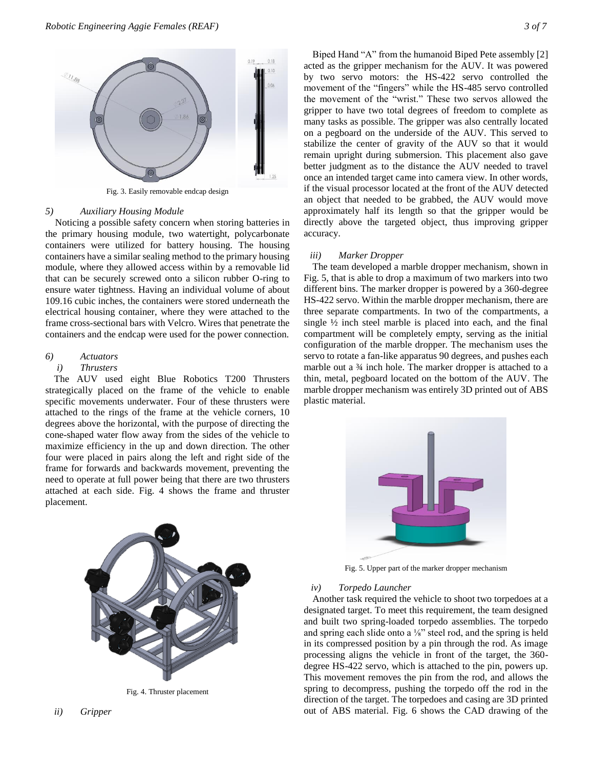Fig. 3. Easily removable endcap design

### 5) Auxiliary Housing Module

Noticing a possible safety concern when storing batteries in the primary housing module, two watertight, polycarbonate containers were utilized for battery housing. The housing containers have a similar sealing method to the primary housing module, where they allowed access within by a removable lid that can be securely screwed onto a silicon rubber O-ring to ensure water tightness. Having an individual volume of about 109.16 cubic inches, the containers were stored underneath the electrical housing container, where they were attached to the frame cross-sectional bars with Velcro. Wires that penetrate the containers and the endcap were used for the power connection.

### 6) Actuators

#### i) Thrusters

The AUV used eight Blue Robotics T200 Thrusters strategically placed on the frame of the vehicle to enable specific movements underwater. Four of these thrusters were attached to the rings of the frame at the vehicle corners, 10 degrees above the horizontal, with the purpose of directing the cone-shaped water flow away from the sides of the vehicle to maximize efficiency in the up and down direction. The other four were placed in pairs along the left and right side of the frame for forwards and backwards movement, preventing the need to operate at full power being that there are two thrusters attached at each side. Fig. 4 shows the frame and thruster placement.

Fig. 4. Thruster placement

#### ii) Gripper

Biped Hand "A" from the humanoid Biped Pete assembly [2] acted as the gripper mechanism for the AUV. It was powered by two servo motors: the HS-422 servo controlled the movement of the "fingers" while the HS-485 servo controlled the movement of the "wrist." These two servos allowed the gripper to have two total degrees of freedom to complete as many tasks as possible. The gripper was also centrally located on a pegboard on the underside of the AUV. This served to stabilize the center of gravity of the AUV so that it would remain upright during submersion. This placement also gave better judgment as to the distance the AUV needed to travel once an intended target came into camera view. In other words, if the visual processor located at the front of the AUV detected an object that needed to be grabbed, the AUV would move approximately half its length so that the gripper would be directly above the targeted object, thus improving gripper accuracy.

#### iii) Marker Dropper

The team developed a marble dropper mechanism, shown in Fig. 5, that is able to drop a maximum of two markers into two different bins. The marker dropper is powered by a 360-degree HS-422 servo. Within the marble dropper mechanism, there are three separate compartments. In two of the compartments, a single ½ inch steel marble is placed into each, and the final compartment will be completely empty, serving as the initial configuration of the marble dropper. The mechanism uses the servo to rotate a fan-like apparatus 90 degrees, and pushes each marble out a ¾ inch hole. The marker dropper is attached to a thin, metal, pegboard located on the bottom of the AUV. The marble dropper mechanism was entirely 3D printed out of ABS plastic material.

Fig. 5. Upper part of the marker dropper mechanism

#### iv) Torpedo Launcher

Another task required the vehicle to shoot two torpedoes at a designated target. To meet this requirement, the team designed and built two spring-loaded torpedo assemblies. The torpedo and spring each slide onto a ⅛" steel rod, and the spring is held in its compressed position by a pin through the rod. As image processing aligns the vehicle in front of the target, the 360-degree HS-422 servo, which is attached to the pin, powers up. This movement removes the pin from the rod, and allows the spring to decompress, pushing the torpedo off the rod in the direction of the target. The torpedoes and casing are 3D printed out of ABS material. Fig. 6 shows the CAD drawing of the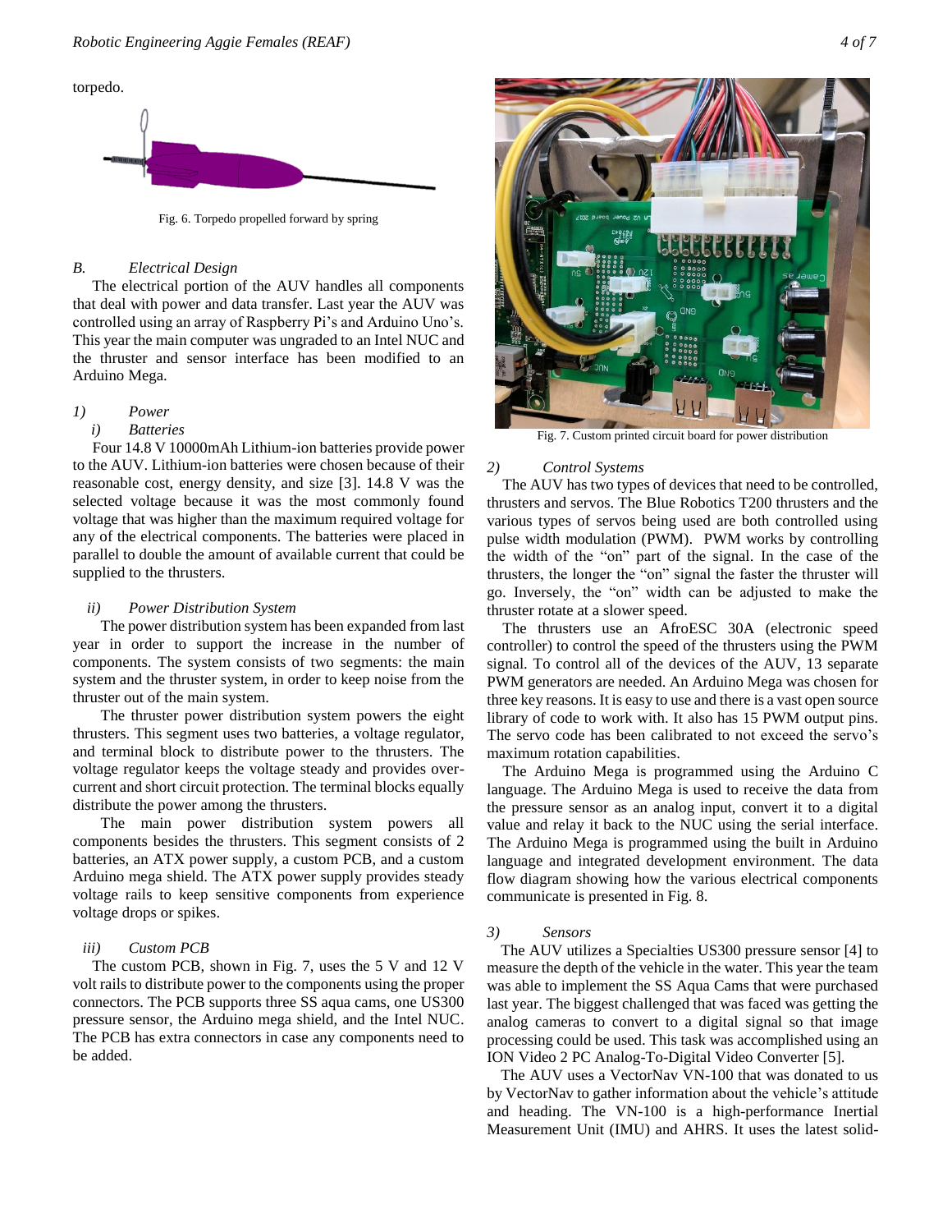torpedo.

Fig. 6. Torpedo propelled forward by spring

### B. Electrical Design

The electrical portion of the AUV handles all components that deal with power and data transfer. Last year the AUV was controlled using an array of Raspberry Pi's and Arduino Uno's. This year the main computer was ungraded to an Intel NUC and the thruster and sensor interface has been modified to an Arduino Mega.

#### 1) Power

##### i) Batteries

Four 14.8 V 10000mAh Lithium-ion batteries provide power to the AUV. Lithium-ion batteries were chosen because of their reasonable cost, energy density, and size [3]. 14.8 V was the selected voltage because it was the most commonly found voltage that was higher than the maximum required voltage for any of the electrical components. The batteries were placed in parallel to double the amount of available current that could be supplied to the thrusters.

##### ii) Power Distribution System

The power distribution system has been expanded from last year in order to support the increase in the number of components. The system consists of two segments: the main system and the thruster system, in order to keep noise from the thruster out of the main system.

The thruster power distribution system powers the eight thrusters. This segment uses two batteries, a voltage regulator, and terminal block to distribute power to the thrusters. The voltage regulator keeps the voltage steady and provides over-current and short circuit protection. The terminal blocks equally distribute the power among the thrusters.

The main power distribution system powers all components besides the thrusters. This segment consists of 2 batteries, an ATX power supply, a custom PCB, and a custom Arduino mega shield. The ATX power supply provides steady voltage rails to keep sensitive components from experience voltage drops or spikes.

##### iii) Custom PCB

The custom PCB, shown in Fig. 7, uses the 5 V and 12 V volt rails to distribute power to the components using the proper connectors. The PCB supports three SS aqua cams, one US300 pressure sensor, the Arduino mega shield, and the Intel NUC. The PCB has extra connectors in case any components need to be added.

Fig. 7. Custom printed circuit board for power distribution

#### 2) Control Systems

The AUV has two types of devices that need to be controlled, thrusters and servos. The Blue Robotics T200 thrusters and the various types of servos being used are both controlled using pulse width modulation (PWM). PWM works by controlling the width of the "on" part of the signal. In the case of the thrusters, the longer the "on" signal the faster the thruster will go. Inversely, the "on" width can be adjusted to make the thruster rotate at a slower speed.

The thrusters use an AfroESC 30A (electronic speed controller) to control the speed of the thrusters using the PWM signal. To control all of the devices of the AUV, 13 separate PWM generators are needed. An Arduino Mega was chosen for three key reasons. It is easy to use and there is a vast open source library of code to work with. It also has 15 PWM output pins. The servo code has been calibrated to not exceed the servo's maximum rotation capabilities.

The Arduino Mega is programmed using the Arduino C language. The Arduino Mega is used to receive the data from the pressure sensor as an analog input, convert it to a digital value and relay it back to the NUC using the serial interface. The Arduino Mega is programmed using the built in Arduino language and integrated development environment. The data flow diagram showing how the various electrical components communicate is presented in Fig. 8.

#### 3) Sensors

The AUV utilizes a Specialties US300 pressure sensor [4] to measure the depth of the vehicle in the water. This year the team was able to implement the SS Aqua Cams that were purchased last year. The biggest challenged that was faced was getting the analog cameras to convert to a digital signal so that image processing could be used. This task was accomplished using an ION Video 2 PC Analog-To-Digital Video Converter [5].

The AUV uses a VectorNav VN-100 that was donated to us by VectorNav to gather information about the vehicle's attitude and heading. The VN-100 is a high-performance Inertial Measurement Unit (IMU) and AHRS. It uses the latest solid-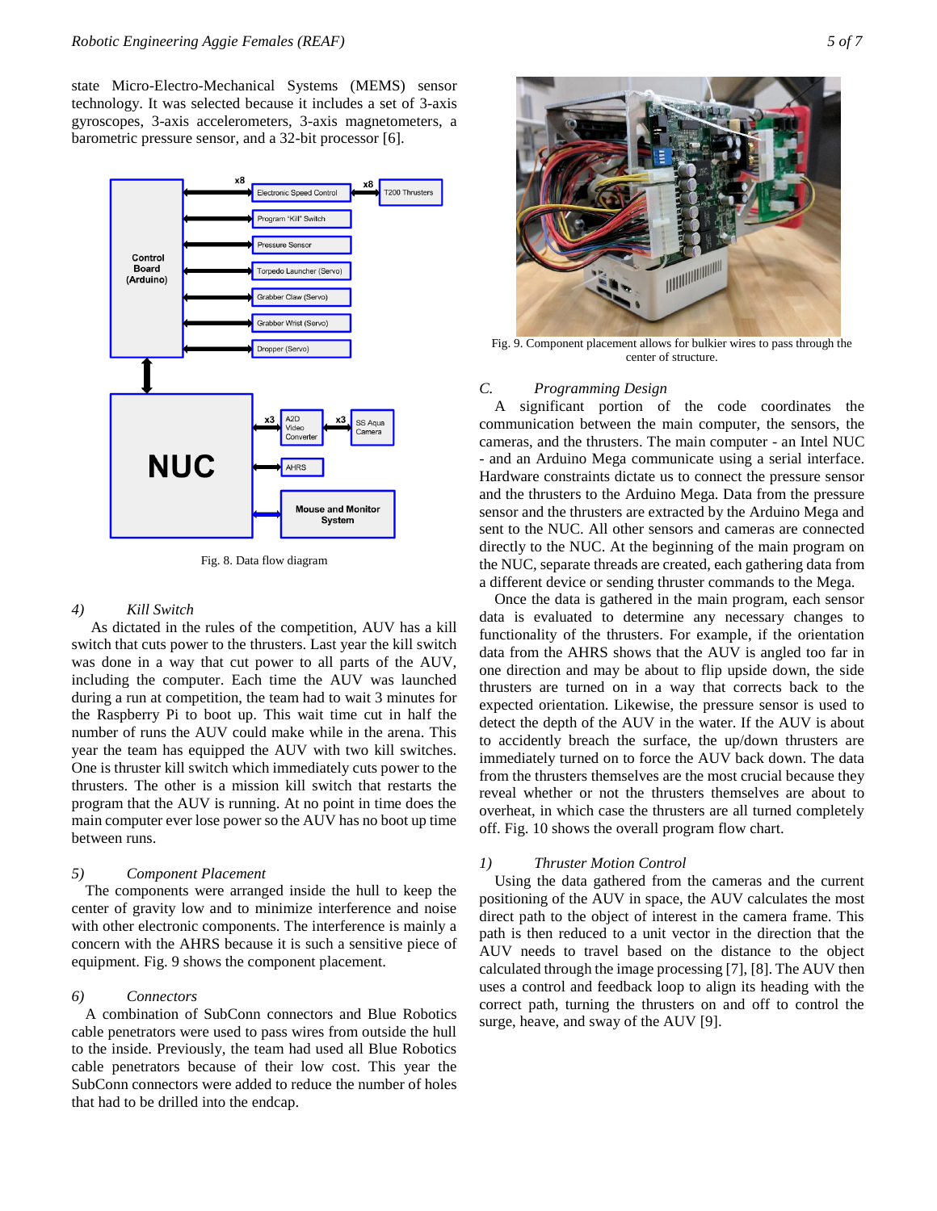state Micro-Electro-Mechanical Systems (MEMS) sensor technology. It was selected because it includes a set of 3-axis gyroscopes, 3-axis accelerometers, 3-axis magnetometers, a barometric pressure sensor, and a 32-bit processor [6].

Fig. 8. Data flow diagram

#### 4) Kill Switch

As dictated in the rules of the competition, AUV has a kill switch that cuts power to the thrusters. Last year the kill switch was done in a way that cut power to all parts of the AUV, including the computer. Each time the AUV was launched during a run at competition, the team had to wait 3 minutes for the Raspberry Pi to boot up. This wait time cut in half the number of runs the AUV could make while in the arena. This year the team has equipped the AUV with two kill switches. One is thruster kill switch which immediately cuts power to the thrusters. The other is a mission kill switch that restarts the program that the AUV is running. At no point in time does the main computer ever lose power so the AUV has no boot up time between runs.

#### 5) Component Placement

The components were arranged inside the hull to keep the center of gravity low and to minimize interference and noise with other electronic components. The interference is mainly a concern with the AHRS because it is such a sensitive piece of equipment. Fig. 9 shows the component placement.

#### 6) Connectors

A combination of SubConn connectors and Blue Robotics cable penetrators were used to pass wires from outside the hull to the inside. Previously, the team had used all Blue Robotics cable penetrators because of their low cost. This year the SubConn connectors were added to reduce the number of holes that had to be drilled into the endcap.

Fig. 9. Component placement allows for bulkier wires to pass through the center of structure.

### C. Programming Design

A significant portion of the code coordinates the communication between the main computer, the sensors, the cameras, and the thrusters. The main computer - an Intel NUC - and an Arduino Mega communicate using a serial interface. Hardware constraints dictate us to connect the pressure sensor and the thrusters to the Arduino Mega. Data from the pressure sensor and the thrusters are extracted by the Arduino Mega and sent to the NUC. All other sensors and cameras are connected directly to the NUC. At the beginning of the main program on the NUC, separate threads are created, each gathering data from a different device or sending thruster commands to the Mega.

Once the data is gathered in the main program, each sensor data is evaluated to determine any necessary changes to functionality of the thrusters. For example, if the orientation data from the AHRS shows that the AUV is angled too far in one direction and may be about to flip upside down, the side thrusters are turned on in a way that corrects back to the expected orientation. Likewise, the pressure sensor is used to detect the depth of the AUV in the water. If the AUV is about to accidently breach the surface, the up/down thrusters are immediately turned on to force the AUV back down. The data from the thrusters themselves are the most crucial because they reveal whether or not the thrusters themselves are about to overheat, in which case the thrusters are all turned completely off. Fig. 10 shows the overall program flow chart.

#### 1) Thruster Motion Control

Using the data gathered from the cameras and the current positioning of the AUV in space, the AUV calculates the most direct path to the object of interest in the camera frame. This path is then reduced to a unit vector in the direction that the AUV needs to travel based on the distance to the object calculated through the image processing [7], [8]. The AUV then uses a control and feedback loop to align its heading with the correct path, turning the thrusters on and off to control the surge, heave, and sway of the AUV [9].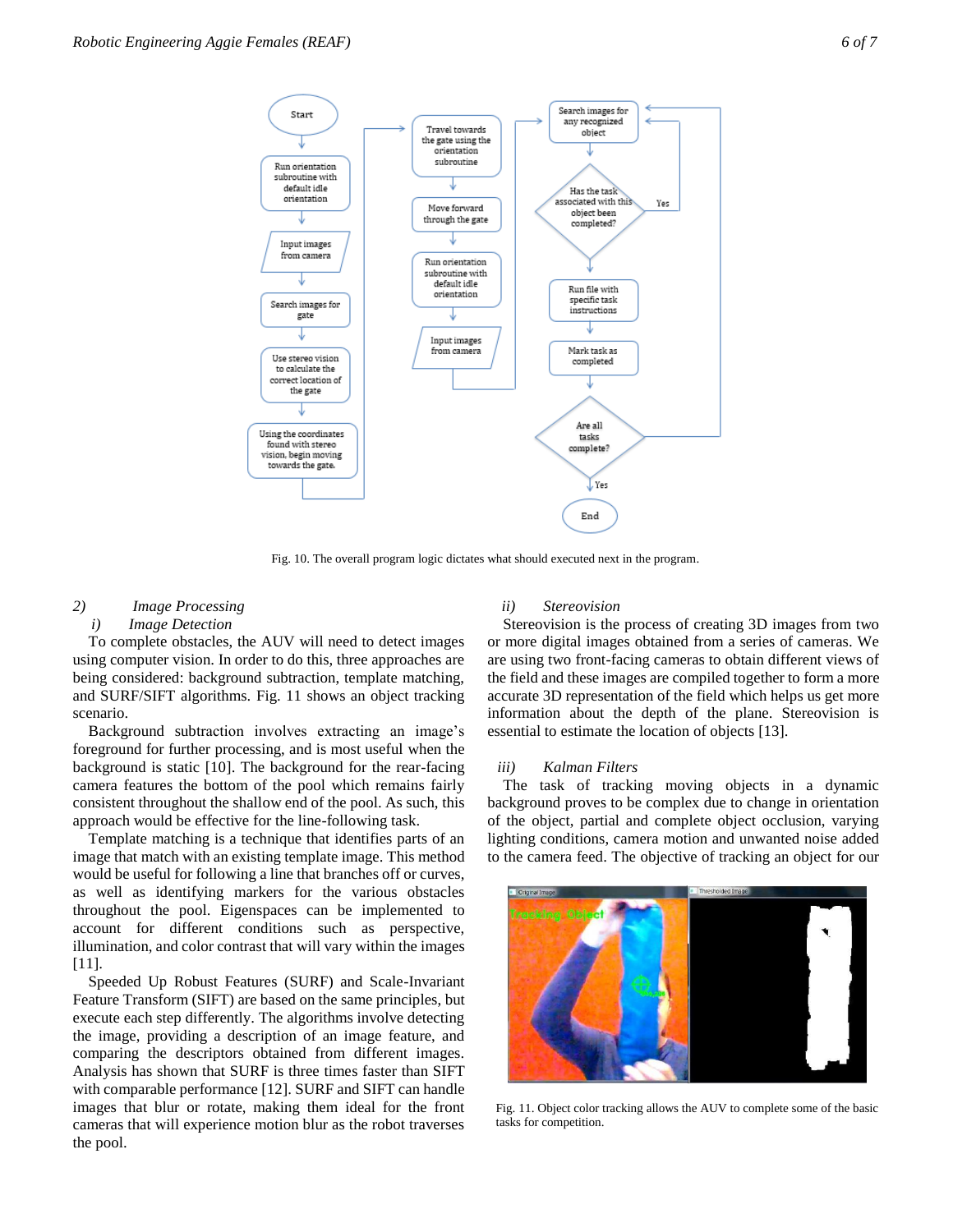Fig. 10. The overall program logic dictates what should executed next in the program.

### 2) *Image Processing*

#### *i) Image Detection*

To complete obstacles, the AUV will need to detect images using computer vision. In order to do this, three approaches are being considered: background subtraction, template matching, and SURF/SIFT algorithms. Fig. 11 shows an object tracking scenario.

Background subtraction involves extracting an image's foreground for further processing, and is most useful when the background is static [10]. The background for the rear-facing camera features the bottom of the pool which remains fairly consistent throughout the shallow end of the pool. As such, this approach would be effective for the line-following task.

Template matching is a technique that identifies parts of an image that match with an existing template image. This method would be useful for following a line that branches off or curves, as well as identifying markers for the various obstacles throughout the pool. Eigenspaces can be implemented to account for different conditions such as perspective, illumination, and color contrast that will vary within the images [11].

Speeded Up Robust Features (SURF) and Scale-Invariant Feature Transform (SIFT) are based on the same principles, but execute each step differently. The algorithms involve detecting the image, providing a description of an image feature, and comparing the descriptors obtained from different images. Analysis has shown that SURF is three times faster than SIFT with comparable performance [12]. SURF and SIFT can handle images that blur or rotate, making them ideal for the front cameras that will experience motion blur as the robot traverses the pool.

#### *ii) Stereovision*

Stereovision is the process of creating 3D images from two or more digital images obtained from a series of cameras. We are using two front-facing cameras to obtain different views of the field and these images are compiled together to form a more accurate 3D representation of the field which helps us get more information about the depth of the plane. Stereovision is essential to estimate the location of objects [13].

#### *iii) Kalman Filters*

The task of tracking moving objects in a dynamic background proves to be complex due to change in orientation of the object, partial and complete object occlusion, varying lighting conditions, camera motion and unwanted noise added to the camera feed. The objective of tracking an object for our

Fig. 11. Object color tracking allows the AUV to complete some of the basic tasks for competition.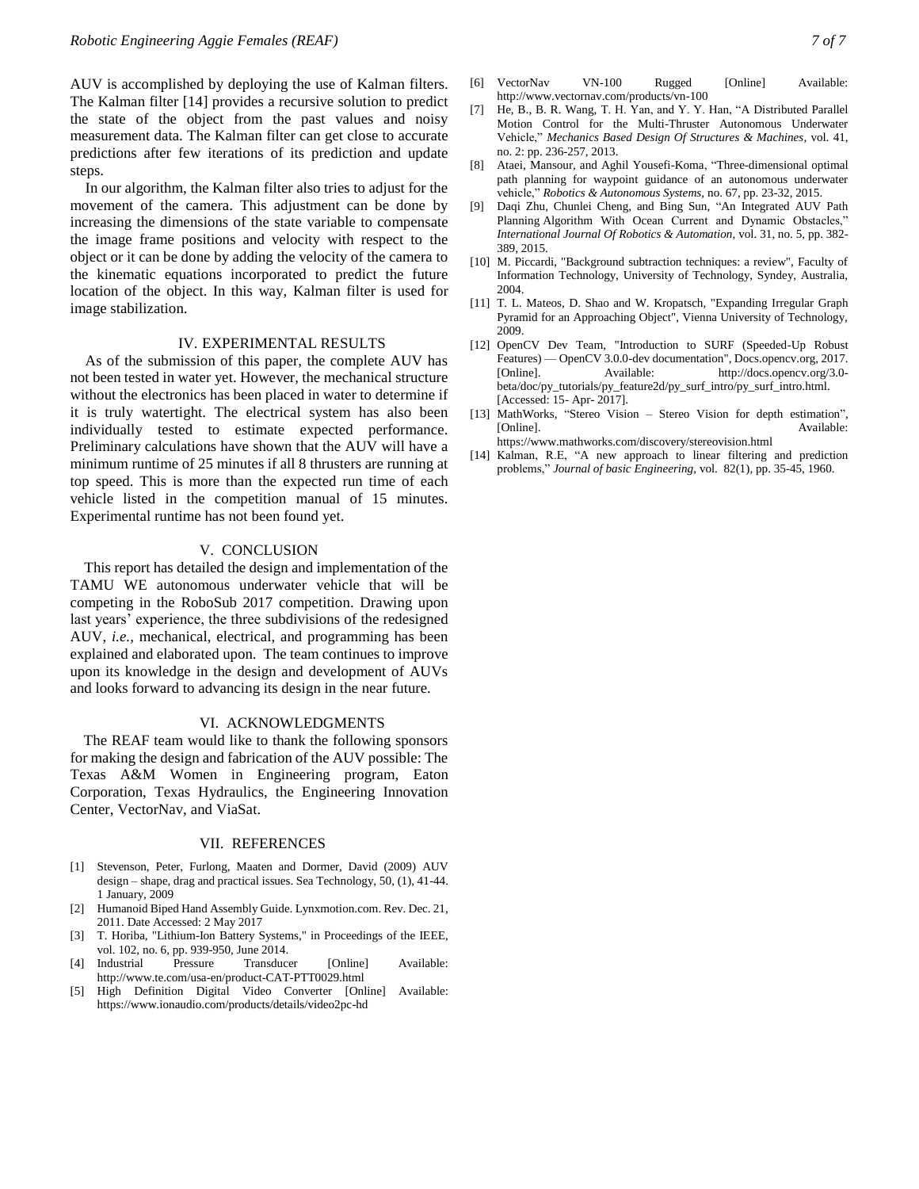AUV is accomplished by deploying the use of Kalman filters. The Kalman filter [14] provides a recursive solution to predict the state of the object from the past values and noisy measurement data. The Kalman filter can get close to accurate predictions after few iterations of its prediction and update steps.

In our algorithm, the Kalman filter also tries to adjust for the movement of the camera. This adjustment can be done by increasing the dimensions of the state variable to compensate the image frame positions and velocity with respect to the object or it can be done by adding the velocity of the camera to the kinematic equations incorporated to predict the future location of the object. In this way, Kalman filter is used for image stabilization.

## IV. EXPERIMENTAL RESULTS

As of the submission of this paper, the complete AUV has not been tested in water yet. However, the mechanical structure without the electronics has been placed in water to determine if it is truly watertight. The electrical system has also been individually tested to estimate expected performance. Preliminary calculations have shown that the AUV will have a minimum runtime of 25 minutes if all 8 thrusters are running at top speed. This is more than the expected run time of each vehicle listed in the competition manual of 15 minutes. Experimental runtime has not been found yet.

## V. CONCLUSION

This report has detailed the design and implementation of the TAMU WE autonomous underwater vehicle that will be competing in the RoboSub 2017 competition. Drawing upon last years' experience, the three subdivisions of the redesigned AUV, *i.e.*, mechanical, electrical, and programming has been explained and elaborated upon. The team continues to improve upon its knowledge in the design and development of AUVs and looks forward to advancing its design in the near future.

## VI. ACKNOWLEDGMENTS

The REAF team would like to thank the following sponsors for making the design and fabrication of the AUV possible: The Texas A&M Women in Engineering program, Eaton Corporation, Texas Hydraulics, the Engineering Innovation Center, VectorNav, and ViaSat.

## VII. REFERENCES

[1] Stevenson, Peter, Furlong, Maaten and Dormer, David (2009) AUV design – shape, drag and practical issues. Sea Technology, 50, (1), 41-44. 1 January, 2009

[2] Humanoid Biped Hand Assembly Guide. Lynxmotion.com. Rev. Dec. 21, 2011. Date Accessed: 2 May 2017

[3] T. Horiba, "Lithium-Ion Battery Systems," in Proceedings of the IEEE, vol. 102, no. 6, pp. 939-950, June 2014.

[4] Industrial Pressure Transducer [Online] Available: http://www.te.com/usa-en/product-CAT-PTT0029.html

[5] High Definition Digital Video Converter [Online] Available: https://www.ionaudio.com/products/details/video2pc-hd

[6] VectorNav VN-100 Rugged [Online] Available: http://www.vectornav.com/products/vn-100

[7] He, B., B. R. Wang, T. H. Yan, and Y. Y. Han, "A Distributed Parallel Motion Control for the Multi-Thruster Autonomous Underwater Vehicle," *Mechanics Based Design Of Structures & Machines*, vol. 41, no. 2: pp. 236-257, 2013.

[8] Ataei, Mansour, and Aghil Yousefi-Koma, "Three-dimensional optimal path planning for waypoint guidance of an autonomous underwater vehicle," *Robotics & Autonomous Systems*, no. 67, pp. 23-32, 2015.

[9] Daqi Zhu, Chunlei Cheng, and Bing Sun, "An Integrated AUV Path Planning Algorithm With Ocean Current and Dynamic Obstacles," *International Journal Of Robotics & Automation*, vol. 31, no. 5, pp. 382-389, 2015.

[10] M. Piccardi, "Background subtraction techniques: a review", Faculty of Information Technology, University of Technology, Syndey, Australia, 2004.

[11] T. L. Mateos, D. Shao and W. Kropatsch, "Expanding Irregular Graph Pyramid for an Approaching Object", Vienna University of Technology, 2009.

[12] OpenCV Dev Team, "Introduction to SURF (Speeded-Up Robust Features) — OpenCV 3.0.0-dev documentation", Docs.opencv.org, 2017. [Online]. Available: http://docs.opencv.org/3.0-beta/doc/py_tutorials/py_feature2d/py_surf_intro/py_surf_intro.html. [Accessed: 15- Apr- 2017].

[13] MathWorks, "Stereo Vision – Stereo Vision for depth estimation", [Online]. Available: https://www.mathworks.com/discovery/stereovision.html

[14] Kalman, R.E, "A new approach to linear filtering and prediction problems," *Journal of basic Engineering*, vol. 82(1), pp. 35-45, 1960.